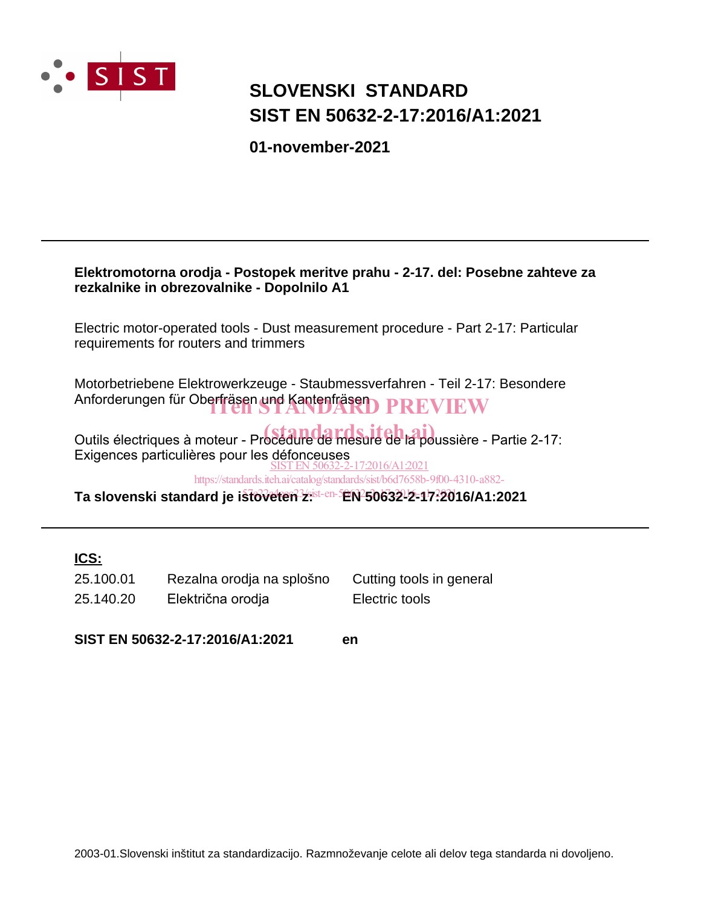# SLOVENSKI STANDARD
# SIST EN 50632-2-17:2016/A1:2021

**01-november-2021**

---

**Elektromotorna orodja - Postopek meritve prahu - 2-17. del: Posebne zahteve za rezkalnike in obrezovalnike - Dopolnilo A1**

Electric motor-operated tools - Dust measurement procedure - Part 2-17: Particular requirements for routers and trimmers

Motorbetriebene Elektrowerkzeuge - Staubmessverfahren - Teil 2-17: Besondere Anforderungen für Oberfräsen und Kantenfräsen

Outils électriques à moteur - Procédure de mesure de la poussière - Partie 2-17: Exigences particulières pour les défonceuses

**Ta slovenski standard je istoveten z: EN 50632-2-17:2016/A1:2021**

---

**ICS:**

| | | |
|---|---|---|
| 25.100.01 | Rezalna orodja na splošno | Cutting tools in general |
| 25.140.20 | Električna orodja | Electric tools |

**SIST EN 50632-2-17:2016/A1:2021 en**

2003-01.Slovenski inštitut za standardizacijo. Razmnoževanje celote ali delov tega standarda ni dovoljeno.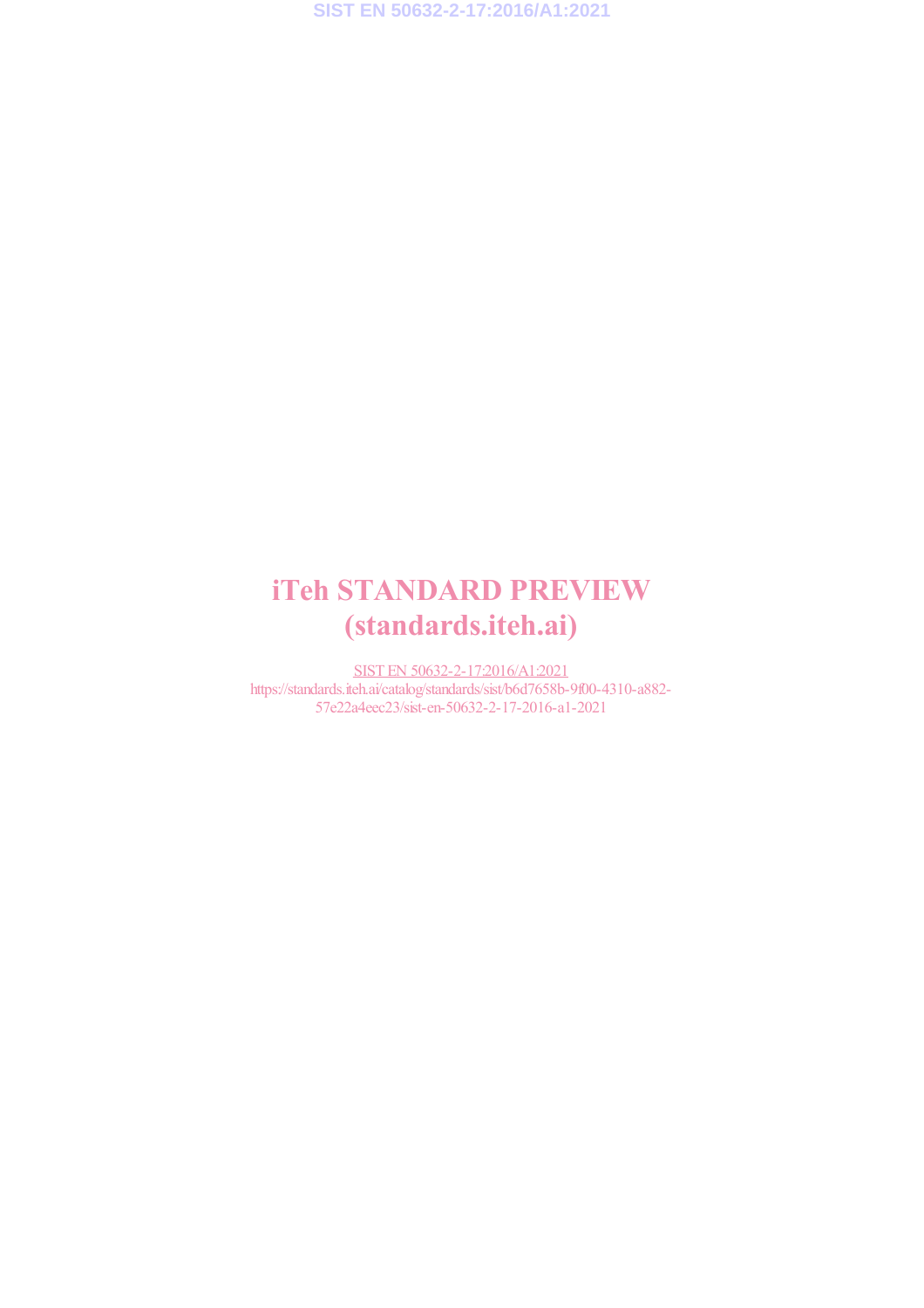# iTeh STANDARD PREVIEW
# (standards.iteh.ai)

SIST EN 50632-2-17:2016/A1:2021
https://standards.iteh.ai/catalog/standards/sist/b6d7658b-9f00-4310-a882-57e22a4eec23/sist-en-50632-2-17-2016-a1-2021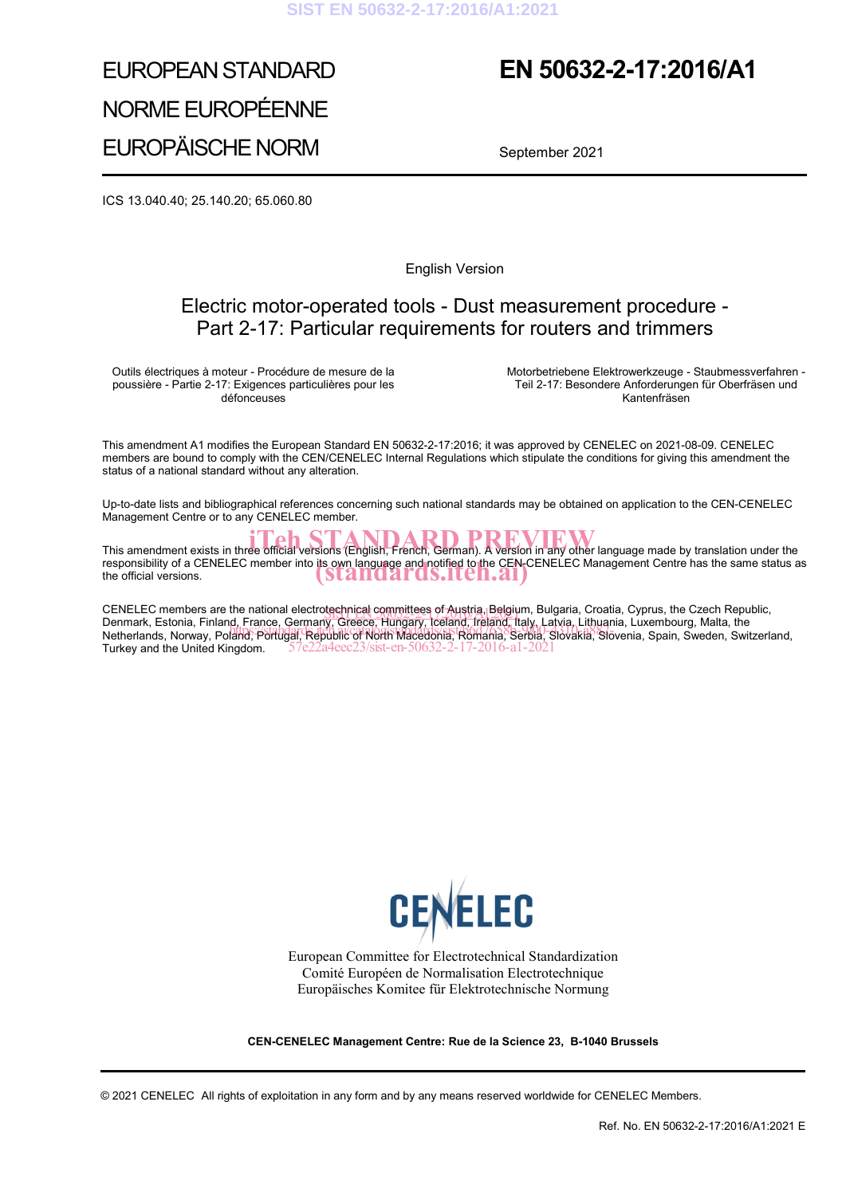# EUROPEAN STANDARD
# NORME EUROPÉENNE
# EUROPÄISCHE NORM

# EN 50632-2-17:2016/A1

September 2021

ICS 13.040.40; 25.140.20; 65.060.80

English Version

## Electric motor-operated tools - Dust measurement procedure - Part 2-17: Particular requirements for routers and trimmers

Outils électriques à moteur - Procédure de mesure de la poussière - Partie 2-17: Exigences particulières pour les défonceuses

Motorbetriebene Elektrowerkzeuge - Staubmessverfahren - Teil 2-17: Besondere Anforderungen für Oberfräsen und Kantenfräsen

This amendment A1 modifies the European Standard EN 50632-2-17:2016; it was approved by CENELEC on 2021-08-09. CENELEC members are bound to comply with the CEN/CENELEC Internal Regulations which stipulate the conditions for giving this amendment the status of a national standard without any alteration.

Up-to-date lists and bibliographical references concerning such national standards may be obtained on application to the CEN-CENELEC Management Centre or to any CENELEC member.

This amendment exists in three official versions (English, French, German). A version in any other language made by translation under the responsibility of a CENELEC member into its own language and notified to the CEN-CENELEC Management Centre has the same status as the official versions.

CENELEC members are the national electrotechnical committees of Austria, Belgium, Bulgaria, Croatia, Cyprus, the Czech Republic, Denmark, Estonia, Finland, France, Germany, Greece, Hungary, Iceland, Ireland, Italy, Latvia, Lithuania, Luxembourg, Malta, the Netherlands, Norway, Poland, Portugal, Republic of North Macedonia, Romania, Serbia, Slovakia, Slovenia, Spain, Sweden, Switzerland, Turkey and the United Kingdom.

European Committee for Electrotechnical Standardization
Comité Européen de Normalisation Electrotechnique
Europäisches Komitee für Elektrotechnische Normung

**CEN-CENELEC Management Centre: Rue de la Science 23, B-1040 Brussels**

© 2021 CENELEC All rights of exploitation in any form and by any means reserved worldwide for CENELEC Members.

Ref. No. EN 50632-2-17:2016/A1:2021 E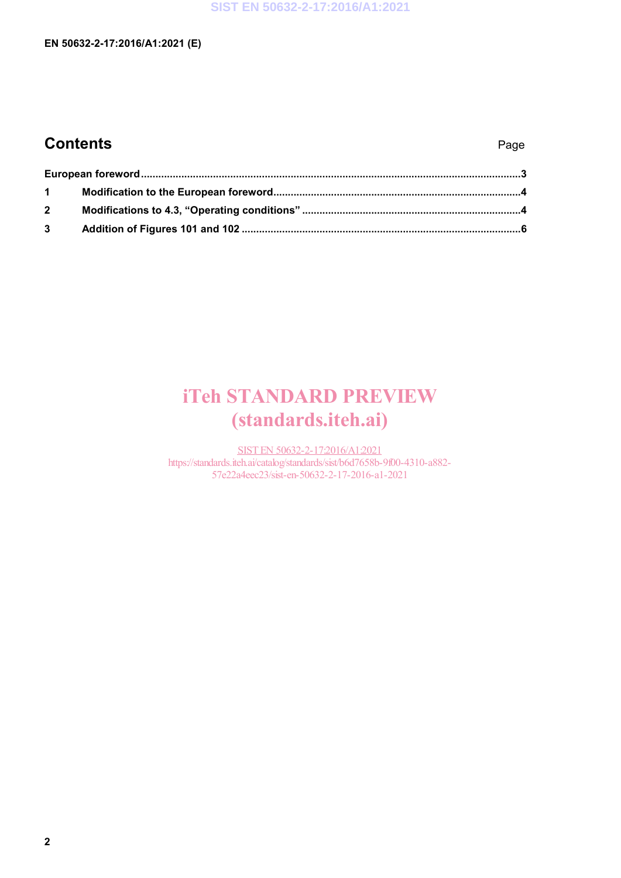# Contents

Page

European foreword ..........................................................................................................................................3

1 Modification to the European foreword.....................................................................................4

2 Modifications to 4.3, “Operating conditions” ...........................................................................4

3 Addition of Figures 101 and 102 ...............................................................................................6

iTeh STANDARD PREVIEW
(standards.iteh.ai)

SIST EN 50632-2-17:2016/A1:2021
https://standards.iteh.ai/catalog/standards/sist/b6d7658b-9f00-4310-a882-57e22a4eec23/sist-en-50632-2-17-2016-a1-2021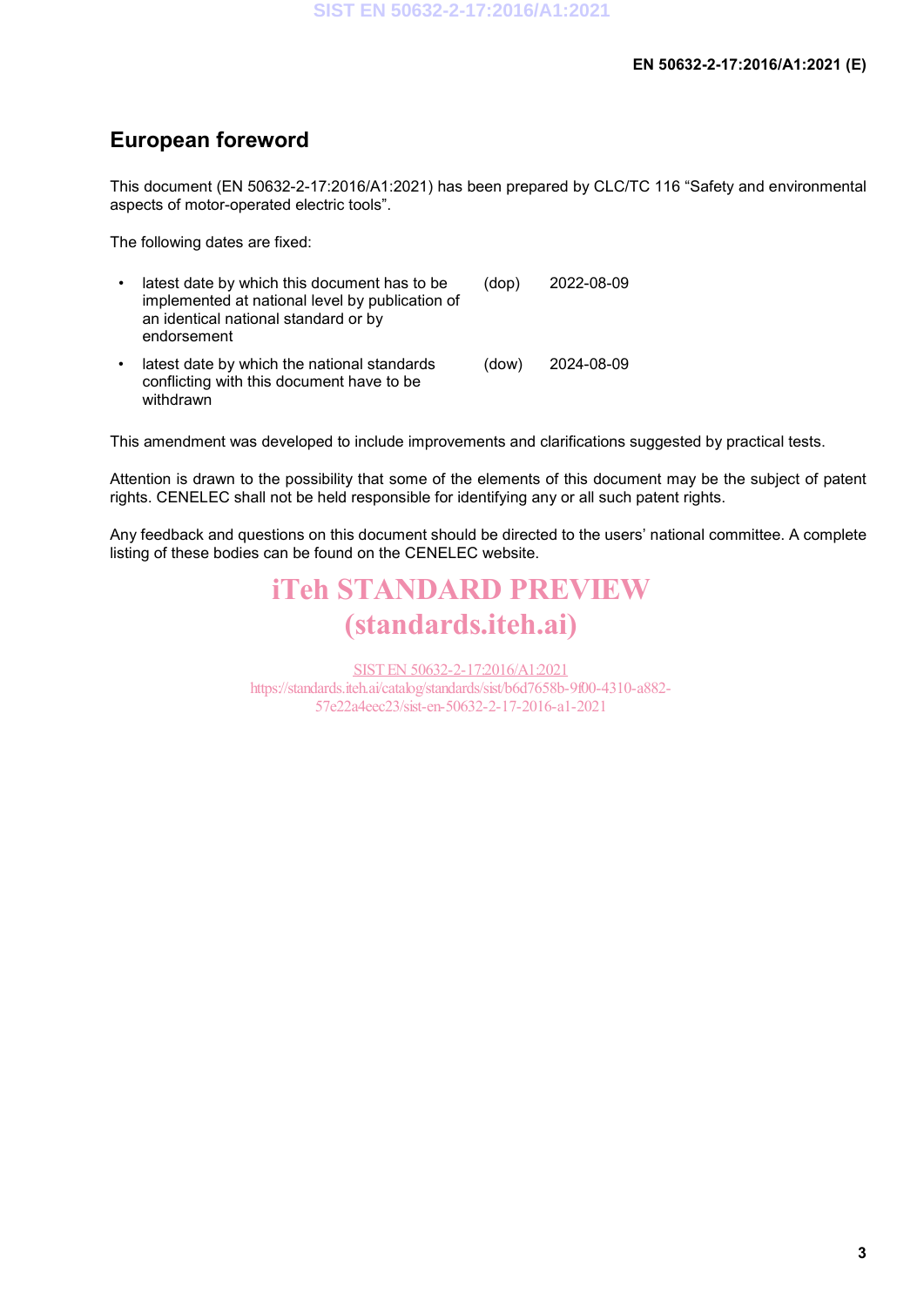# European foreword

This document (EN 50632-2-17:2016/A1:2021) has been prepared by CLC/TC 116 “Safety and environmental aspects of motor-operated electric tools”.

The following dates are fixed:

- latest date by which this document has to be implemented at national level by publication of an identical national standard or by endorsement (dop) 2022-08-09
- latest date by which the national standards conflicting with this document have to be withdrawn (dow) 2024-08-09

This amendment was developed to include improvements and clarifications suggested by practical tests.

Attention is drawn to the possibility that some of the elements of this document may be the subject of patent rights. CENELEC shall not be held responsible for identifying any or all such patent rights.

Any feedback and questions on this document should be directed to the users’ national committee. A complete listing of these bodies can be found on the CENELEC website.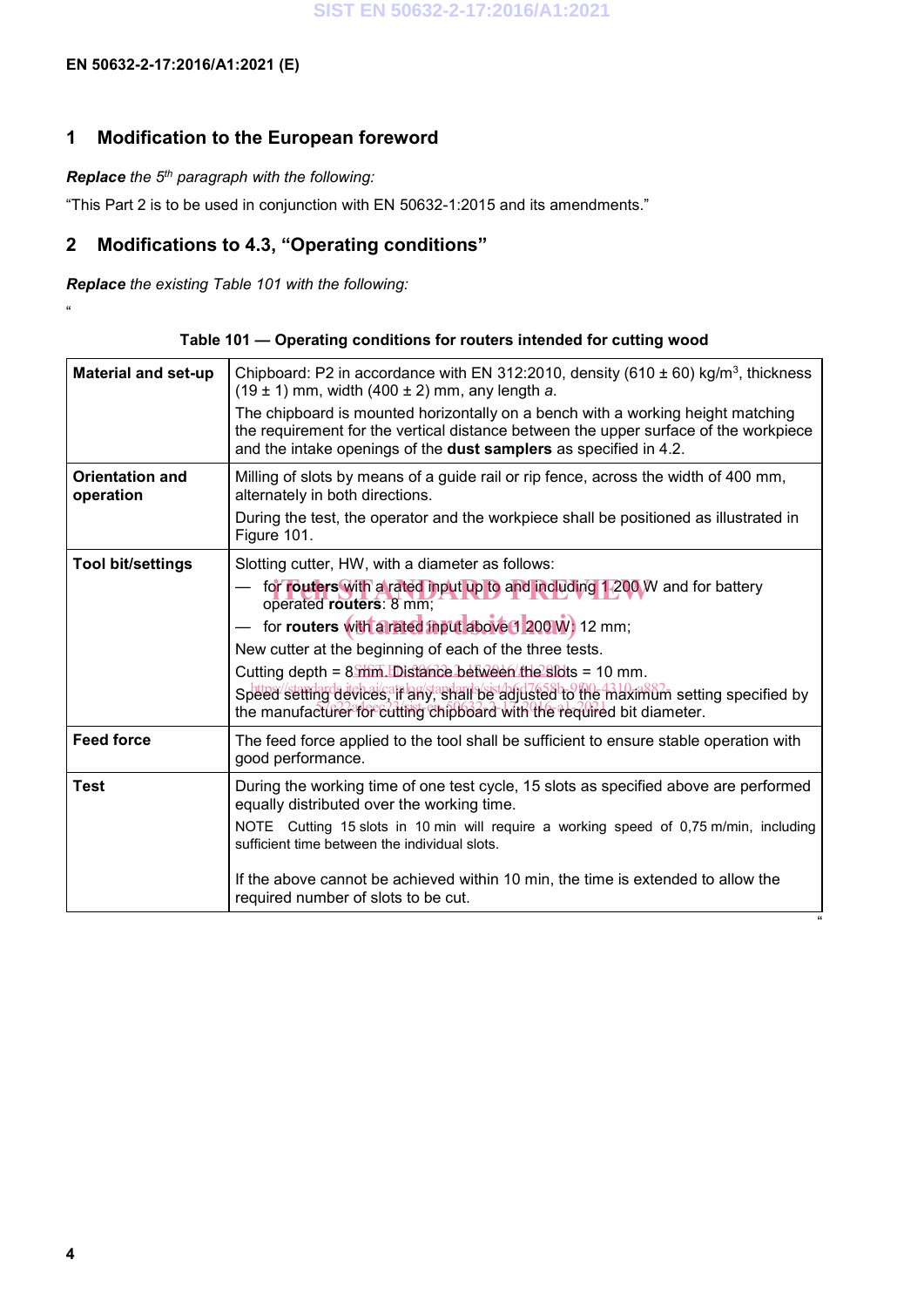## 1 Modification to the European foreword

***Replace** the 5th paragraph with the following:*

"This Part 2 is to be used in conjunction with EN 50632-1:2015 and its amendments."

## 2 Modifications to 4.3, "Operating conditions"

***Replace** the existing Table 101 with the following:*

"

**Table 101 — Operating conditions for routers intended for cutting wood**

| | |
|---|---|
| **Material and set-up** | Chipboard: P2 in accordance with EN 312:2010, density (610 ± 60) kg/m$^3$, thickness (19 ± 1) mm, width (400 ± 2) mm, any length *a*.<br>The chipboard is mounted horizontally on a bench with a working height matching the requirement for the vertical distance between the upper surface of the workpiece and the intake openings of the **dust samplers** as specified in 4.2. |
| **Orientation and operation** | Milling of slots by means of a guide rail or rip fence, across the width of 400 mm, alternately in both directions.<br>During the test, the operator and the workpiece shall be positioned as illustrated in Figure 101. |
| **Tool bit/settings** | Slotting cutter, HW, with a diameter as follows:<br>— for **routers** with a rated input up to and including 1 200 W and for battery operated **routers**: 8 mm;<br>— for **routers** with a rated input above 1 200 W: 12 mm;<br>New cutter at the beginning of each of the three tests.<br>Cutting depth = 8 mm. Distance between the slots = 10 mm.<br>Speed setting devices, if any, shall be adjusted to the maximum setting specified by the manufacturer for cutting chipboard with the required bit diameter. |
| **Feed force** | The feed force applied to the tool shall be sufficient to ensure stable operation with good performance. |
| **Test** | During the working time of one test cycle, 15 slots as specified above are performed equally distributed over the working time.<br>NOTE Cutting 15 slots in 10 min will require a working speed of 0,75 m/min, including sufficient time between the individual slots.<br>If the above cannot be achieved within 10 min, the time is extended to allow the required number of slots to be cut. |

"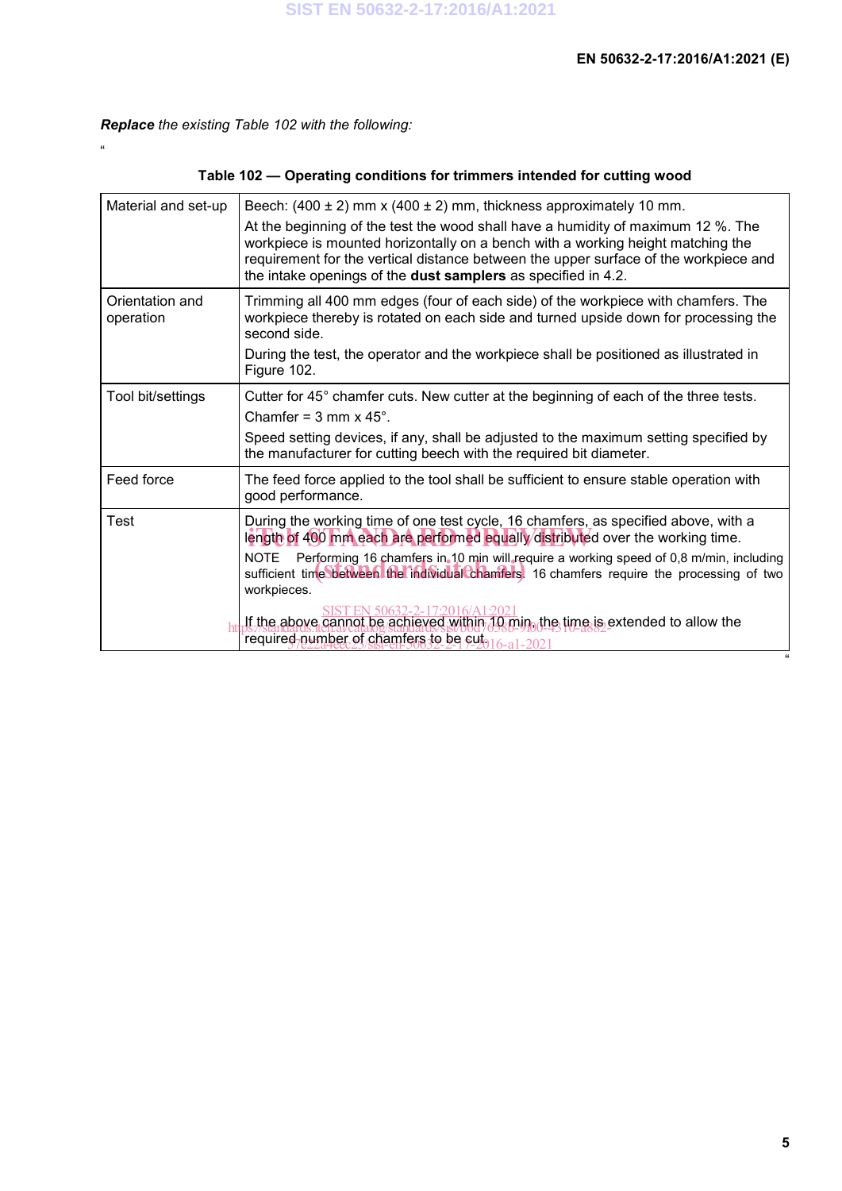***Replace*** *the existing Table 102 with the following:*

"

**Table 102 — Operating conditions for trimmers intended for cutting wood**

| | |
|---|---|
| Material and set-up | Beech: (400 ± 2) mm x (400 ± 2) mm, thickness approximately 10 mm.<br>At the beginning of the test the wood shall have a humidity of maximum 12 %. The workpiece is mounted horizontally on a bench with a working height matching the requirement for the vertical distance between the upper surface of the workpiece and the intake openings of the **dust samplers** as specified in 4.2. |
| Orientation and operation | Trimming all 400 mm edges (four of each side) of the workpiece with chamfers. The workpiece thereby is rotated on each side and turned upside down for processing the second side.<br>During the test, the operator and the workpiece shall be positioned as illustrated in Figure 102. |
| Tool bit/settings | Cutter for 45° chamfer cuts. New cutter at the beginning of each of the three tests.<br>Chamfer = 3 mm x 45°.<br>Speed setting devices, if any, shall be adjusted to the maximum setting specified by the manufacturer for cutting beech with the required bit diameter. |
| Feed force | The feed force applied to the tool shall be sufficient to ensure stable operation with good performance. |
| Test | During the working time of one test cycle, 16 chamfers, as specified above, with a length of 400 mm each are performed equally distributed over the working time.<br>NOTE Performing 16 chamfers in 10 min will require a working speed of 0,8 m/min, including sufficient time between the individual chamfers. 16 chamfers require the processing of two workpieces.<br>If the above cannot be achieved within 10 min, the time is extended to allow the required number of chamfers to be cut. |

"